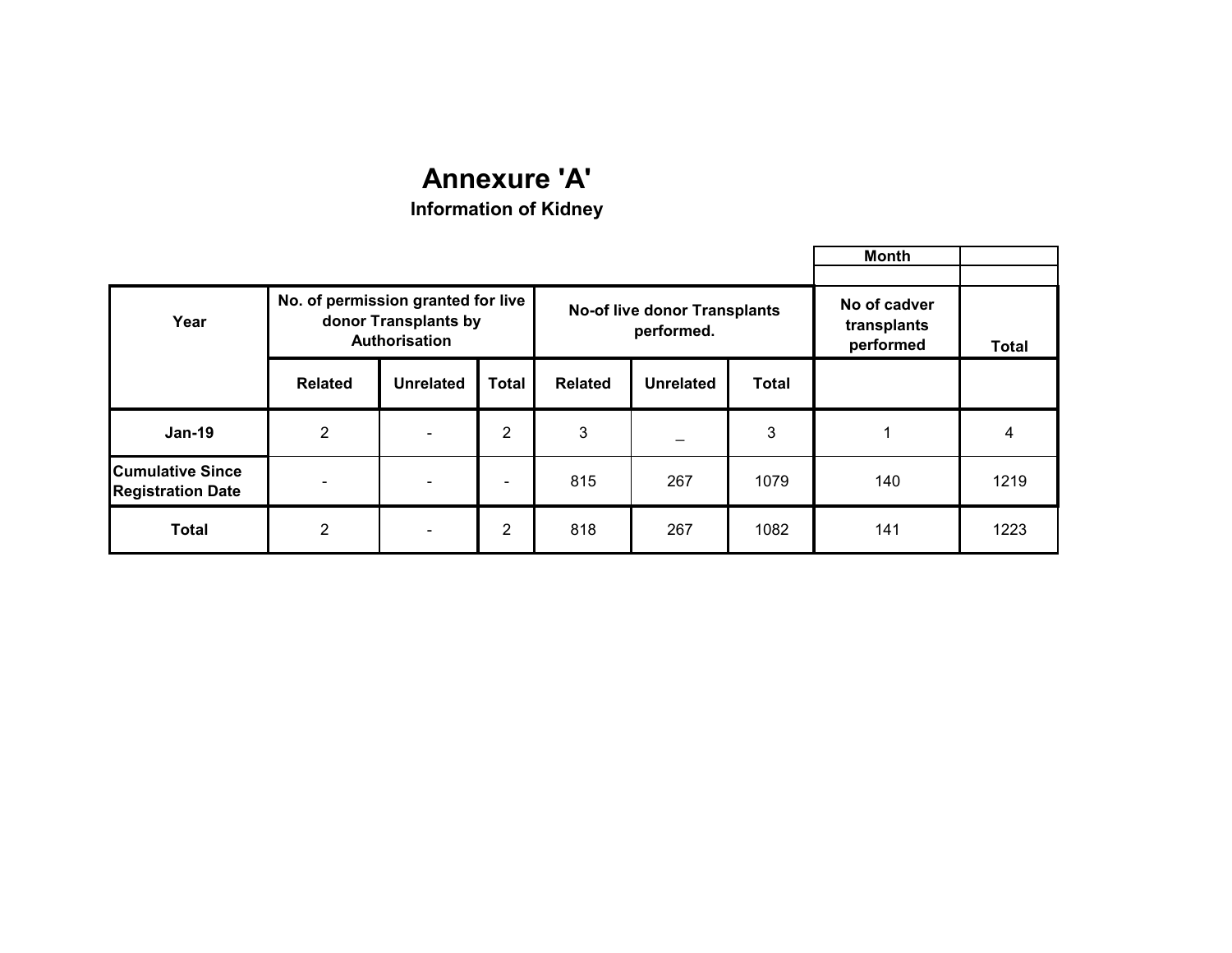# Annexure 'A'

## Information of Kidney

| Month | |
|---|---|
| | |

| Year | No. of permission granted for live donor Transplants by Authorisation | | | No-of live donor Transplants performed. | | | No of cadver transplants performed | Total |
|---|---|---|---|---|---|---|---|---|
| | Related | Unrelated | Total | Related | Unrelated | Total | | |
| Jan-19 | 2 | - | 2 | 3 | _ | 3 | 1 | 4 |
| Cumulative Since Registration Date | - | - | - | 815 | 267 | 1079 | 140 | 1219 |
| Total | 2 | - | 2 | 818 | 267 | 1082 | 141 | 1223 |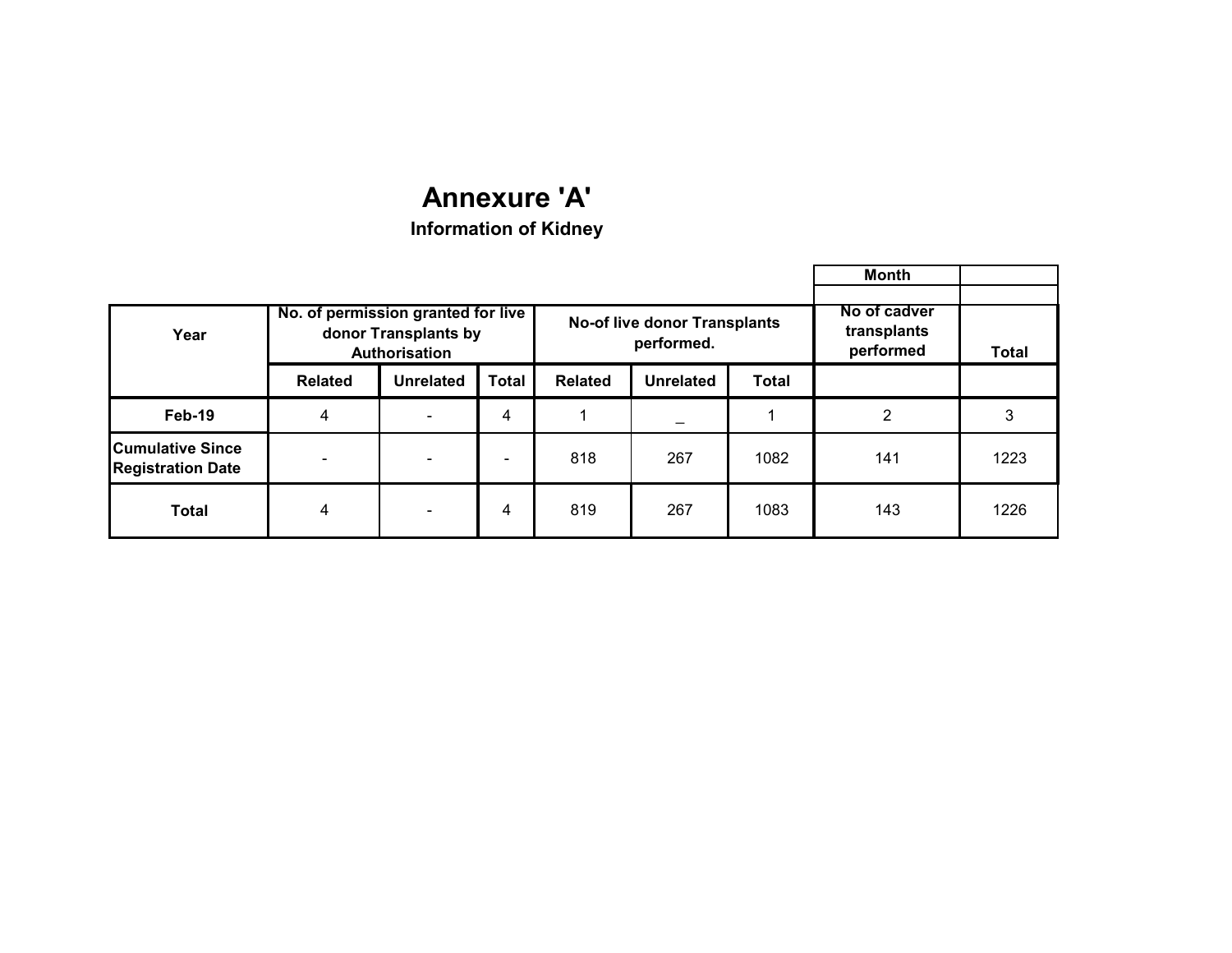# Annexure 'A'

### Information of Kidney

| | | | | | | | Month | |
|---|---|---|---|---|---|---|---|---|
| | | | | | | | | |
| Year | No. of permission granted for live donor Transplants by Authorisation | | | No-of live donor Transplants performed. | | | No of cadver transplants performed | Total |
| | Related | Unrelated | Total | Related | Unrelated | Total | | |
| Feb-19 | 4 | - | 4 | 1 | _ | 1 | 2 | 3 |
| Cumulative Since Registration Date | - | - | - | 818 | 267 | 1082 | 141 | 1223 |
| Total | 4 | - | 4 | 819 | 267 | 1083 | 143 | 1226 |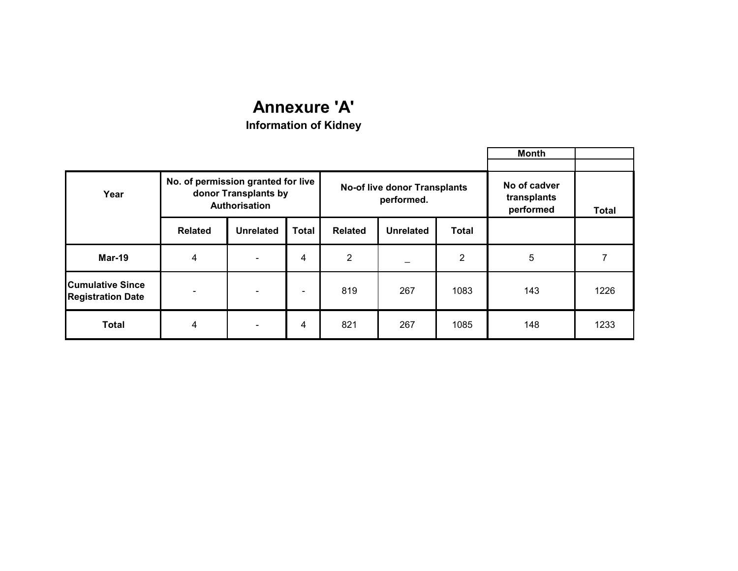# Annexure 'A'

**Information of Kidney**

| Month | |
|---|---|
| | |

| Year | No. of permission granted for live donor Transplants by Authorisation | | | No-of live donor Transplants performed. | | | No of cadver transplants performed | Total |
|---|---|---|---|---|---|---|---|---|
| | Related | Unrelated | Total | Related | Unrelated | Total | | |
| **Mar-19** | 4 | - | 4 | 2 | _ | 2 | 5 | 7 |
| **Cumulative Since Registration Date** | - | - | - | 819 | 267 | 1083 | 143 | 1226 |
| **Total** | 4 | - | 4 | 821 | 267 | 1085 | 148 | 1233 |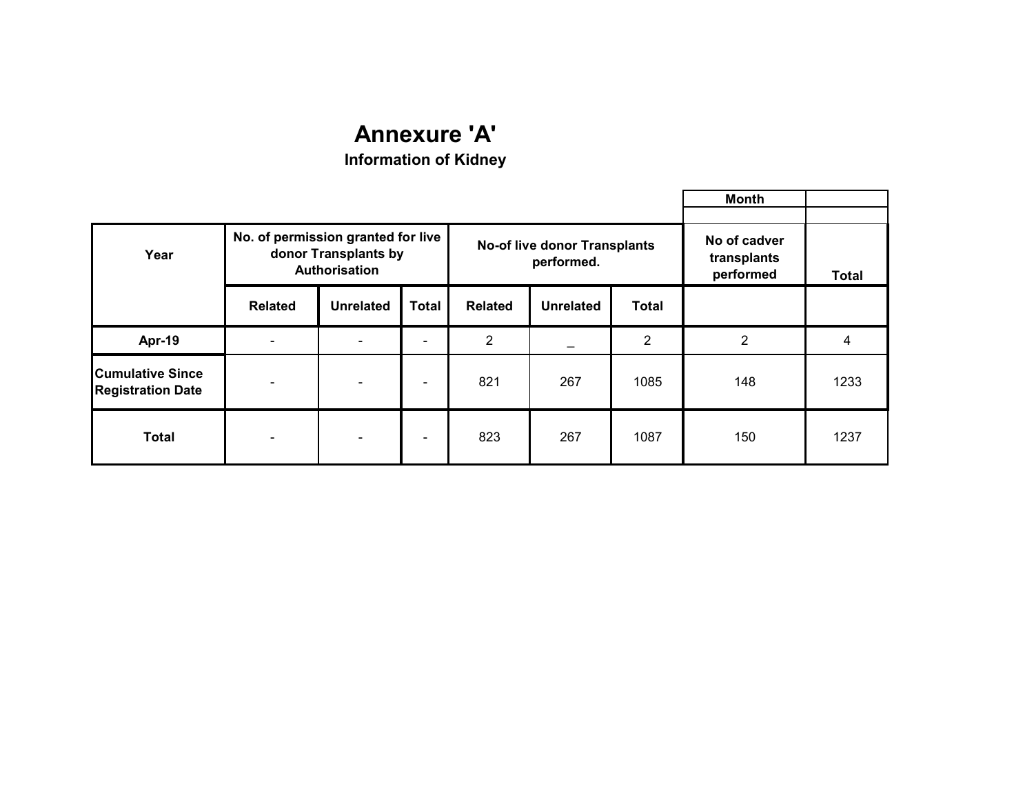# Annexure 'A'

### Information of Kidney

| | | | | | | | Month | |
|---|---|---|---|---|---|---|---|---|
| | | | | | | | | |
| Year | No. of permission granted for live donor Transplants by Authorisation | | | No-of live donor Transplants performed. | | | No of cadver transplants performed | Total |
| | Related | Unrelated | Total | Related | Unrelated | Total | | |
| Apr-19 | - | - | - | 2 | _ | 2 | 2 | 4 |
| Cumulative Since Registration Date | - | - | - | 821 | 267 | 1085 | 148 | 1233 |
| Total | - | - | - | 823 | 267 | 1087 | 150 | 1237 |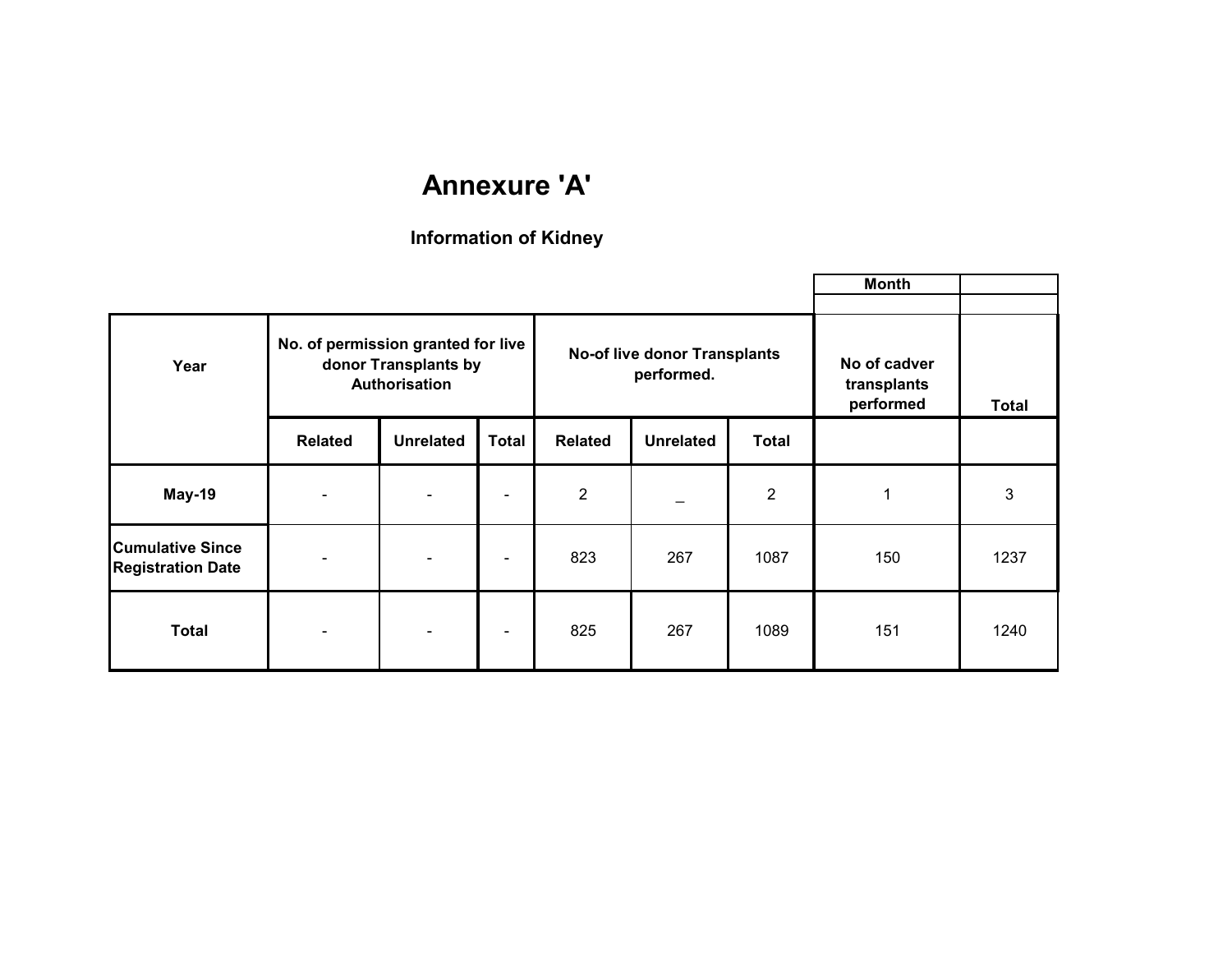# Annexure 'A'

### Information of Kidney

| | | | | | | | Month | |
|---|---|---|---|---|---|---|---|---|
| Year | No. of permission granted for live donor Transplants by Authorisation | | | No-of live donor Transplants performed. | | | No of cadver transplants performed | Total |
| | Related | Unrelated | Total | Related | Unrelated | Total | | |
| May-19 | - | - | - | 2 | _ | 2 | 1 | 3 |
| Cumulative Since Registration Date | - | - | - | 823 | 267 | 1087 | 150 | 1237 |
| Total | - | - | - | 825 | 267 | 1089 | 151 | 1240 |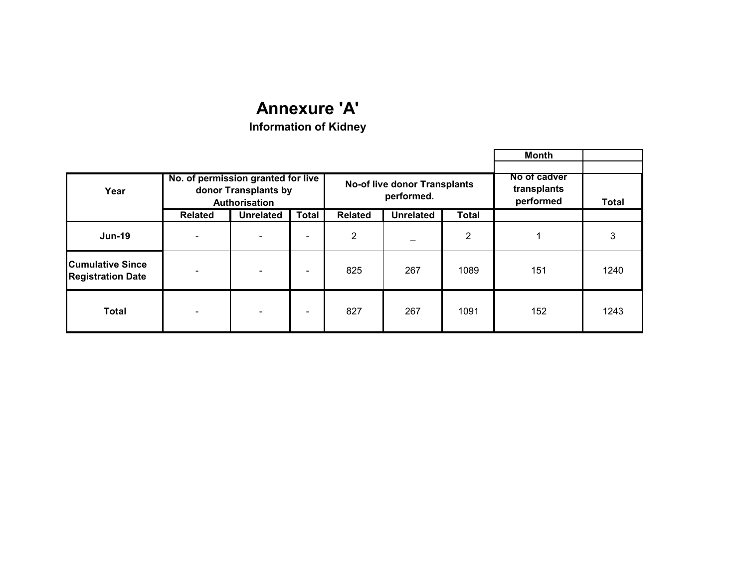# Annexure 'A'

## Information of Kidney

| Month | |
|---|---|
| | |

| Year | No. of permission granted for live donor Transplants by Authorisation | | | No-of live donor Transplants performed. | | | No of cadver transplants performed | Total |
|---|---|---|---|---|---|---|---|---|
| | Related | Unrelated | Total | Related | Unrelated | Total | | |
| Jun-19 | - | - | - | 2 | _ | 2 | 1 | 3 |
| Cumulative Since Registration Date | - | - | - | 825 | 267 | 1089 | 151 | 1240 |
| Total | - | - | - | 827 | 267 | 1091 | 152 | 1243 |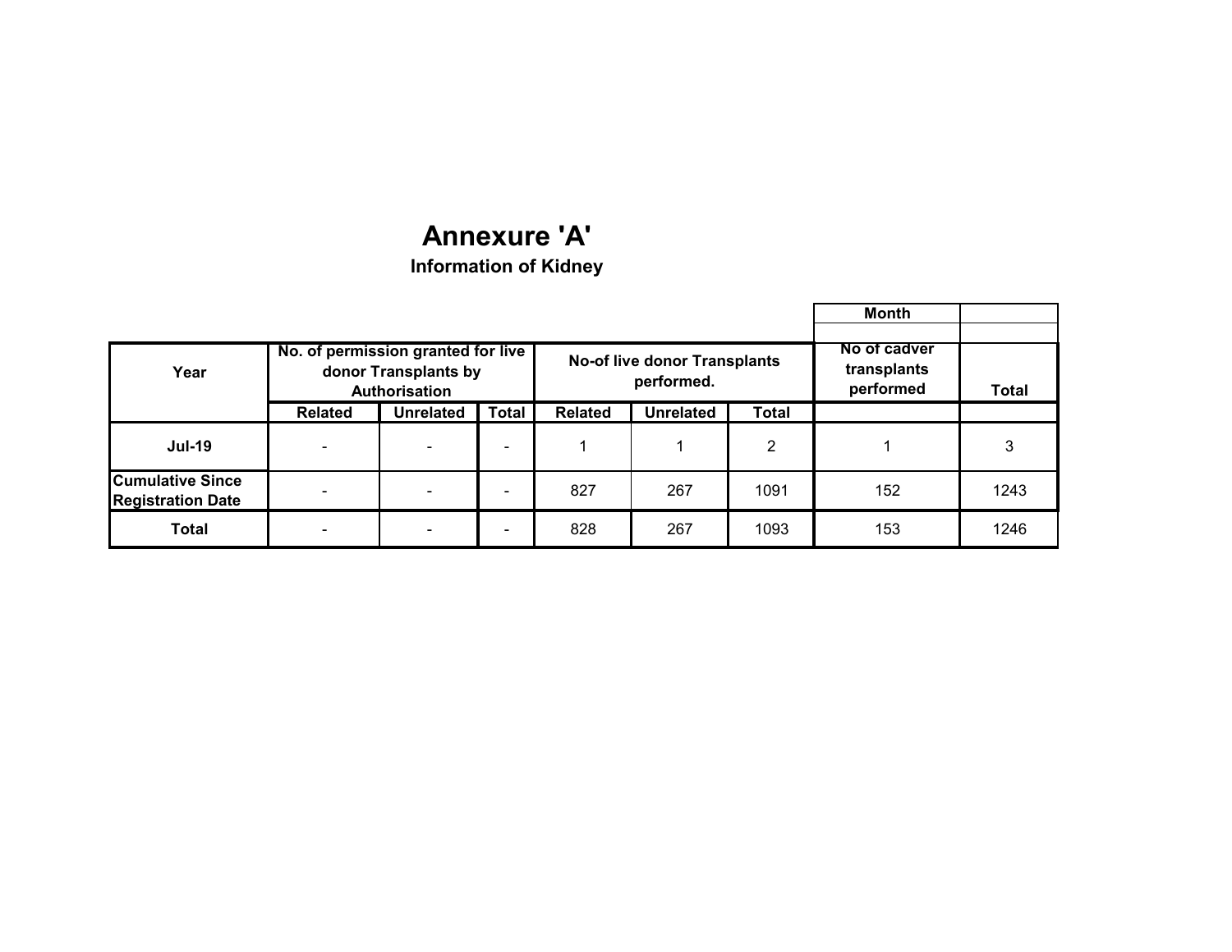# Annexure 'A'

**Information of Kidney**

| | | | | | | | Month | |
|---|---|---|---|---|---|---|---|---|
| Year | No. of permission granted for live donor Transplants by Authorisation | | | No-of live donor Transplants performed. | | | No of cadver transplants performed | Total |
| | Related | Unrelated | Total | Related | Unrelated | Total | | |
| Jul-19 | - | - | - | 1 | 1 | 2 | 1 | 3 |
| Cumulative Since Registration Date | - | - | - | 827 | 267 | 1091 | 152 | 1243 |
| Total | - | - | - | 828 | 267 | 1093 | 153 | 1246 |